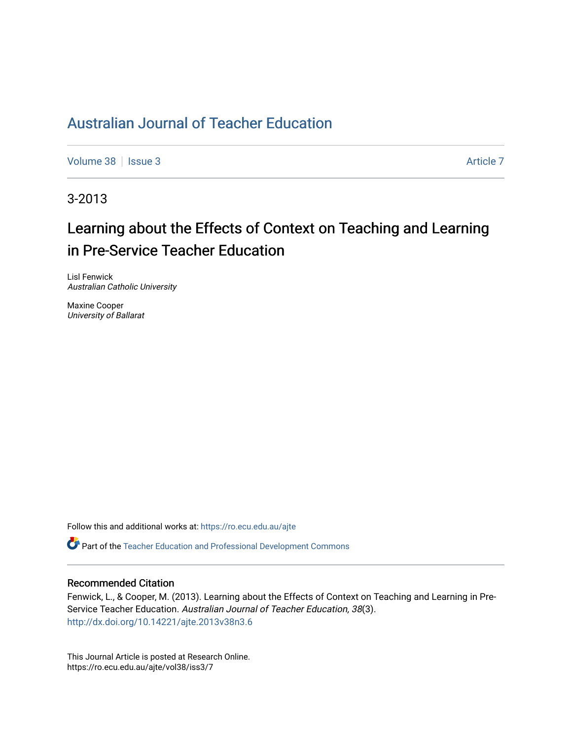# Australian Journal of Teacher Education

Volume 38 | Issue 3 | Article 7

3-2013

## Learning about the Effects of Context on Teaching and Learning in Pre-Service Teacher Education

Lisl Fenwick
*Australian Catholic University*

Maxine Cooper
*University of Ballarat*

Follow this and additional works at: https://ro.ecu.edu.au/ajte

Part of the Teacher Education and Professional Development Commons

### Recommended Citation

Fenwick, L., & Cooper, M. (2013). Learning about the Effects of Context on Teaching and Learning in Pre-Service Teacher Education. *Australian Journal of Teacher Education, 38*(3).
http://dx.doi.org/10.14221/ajte.2013v38n3.6

This Journal Article is posted at Research Online.
https://ro.ecu.edu.au/ajte/vol38/iss3/7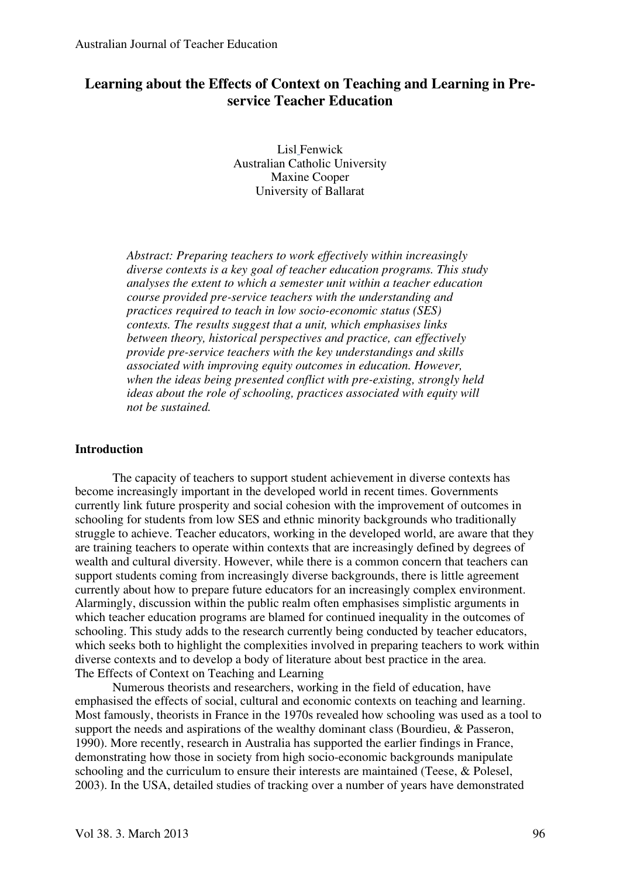# Learning about the Effects of Context on Teaching and Learning in Pre-service Teacher Education

Lisl Fenwick
Australian Catholic University
Maxine Cooper
University of Ballarat

*Abstract: Preparing teachers to work effectively within increasingly diverse contexts is a key goal of teacher education programs. This study analyses the extent to which a semester unit within a teacher education course provided pre-service teachers with the understanding and practices required to teach in low socio-economic status (SES) contexts. The results suggest that a unit, which emphasises links between theory, historical perspectives and practice, can effectively provide pre-service teachers with the key understandings and skills associated with improving equity outcomes in education. However, when the ideas being presented conflict with pre-existing, strongly held ideas about the role of schooling, practices associated with equity will not be sustained.*

## Introduction

The capacity of teachers to support student achievement in diverse contexts has become increasingly important in the developed world in recent times. Governments currently link future prosperity and social cohesion with the improvement of outcomes in schooling for students from low SES and ethnic minority backgrounds who traditionally struggle to achieve. Teacher educators, working in the developed world, are aware that they are training teachers to operate within contexts that are increasingly defined by degrees of wealth and cultural diversity. However, while there is a common concern that teachers can support students coming from increasingly diverse backgrounds, there is little agreement currently about how to prepare future educators for an increasingly complex environment. Alarmingly, discussion within the public realm often emphasises simplistic arguments in which teacher education programs are blamed for continued inequality in the outcomes of schooling. This study adds to the research currently being conducted by teacher educators, which seeks both to highlight the complexities involved in preparing teachers to work within diverse contexts and to develop a body of literature about best practice in the area.

### The Effects of Context on Teaching and Learning

Numerous theorists and researchers, working in the field of education, have emphasised the effects of social, cultural and economic contexts on teaching and learning. Most famously, theorists in France in the 1970s revealed how schooling was used as a tool to support the needs and aspirations of the wealthy dominant class (Bourdieu, & Passeron, 1990). More recently, research in Australia has supported the earlier findings in France, demonstrating how those in society from high socio-economic backgrounds manipulate schooling and the curriculum to ensure their interests are maintained (Teese, & Polesel, 2003). In the USA, detailed studies of tracking over a number of years have demonstrated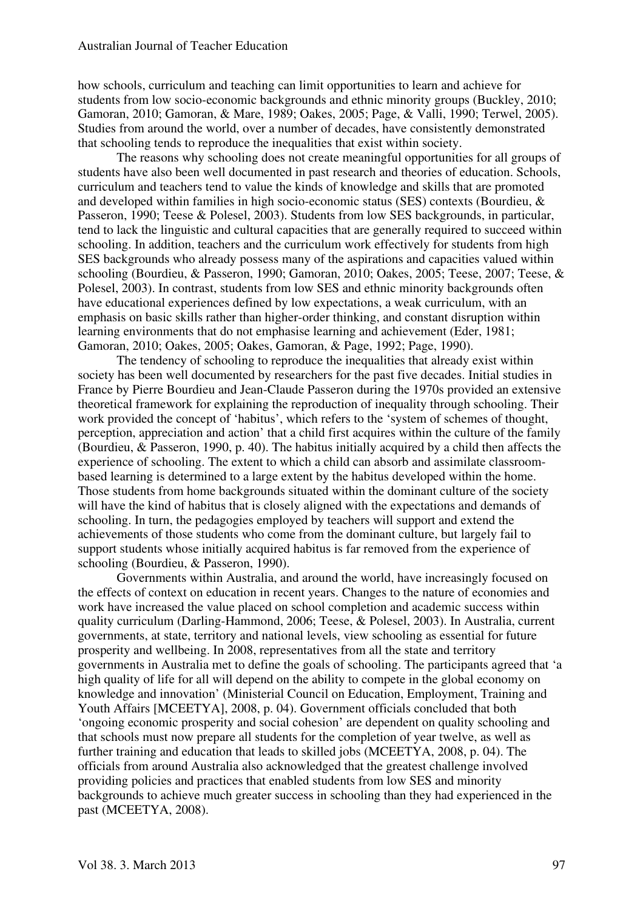how schools, curriculum and teaching can limit opportunities to learn and achieve for students from low socio-economic backgrounds and ethnic minority groups (Buckley, 2010; Gamoran, 2010; Gamoran, & Mare, 1989; Oakes, 2005; Page, & Valli, 1990; Terwel, 2005). Studies from around the world, over a number of decades, have consistently demonstrated that schooling tends to reproduce the inequalities that exist within society.

The reasons why schooling does not create meaningful opportunities for all groups of students have also been well documented in past research and theories of education. Schools, curriculum and teachers tend to value the kinds of knowledge and skills that are promoted and developed within families in high socio-economic status (SES) contexts (Bourdieu, & Passeron, 1990; Teese & Polesel, 2003). Students from low SES backgrounds, in particular, tend to lack the linguistic and cultural capacities that are generally required to succeed within schooling. In addition, teachers and the curriculum work effectively for students from high SES backgrounds who already possess many of the aspirations and capacities valued within schooling (Bourdieu, & Passeron, 1990; Gamoran, 2010; Oakes, 2005; Teese, 2007; Teese, & Polesel, 2003). In contrast, students from low SES and ethnic minority backgrounds often have educational experiences defined by low expectations, a weak curriculum, with an emphasis on basic skills rather than higher-order thinking, and constant disruption within learning environments that do not emphasise learning and achievement (Eder, 1981; Gamoran, 2010; Oakes, 2005; Oakes, Gamoran, & Page, 1992; Page, 1990).

The tendency of schooling to reproduce the inequalities that already exist within society has been well documented by researchers for the past five decades. Initial studies in France by Pierre Bourdieu and Jean-Claude Passeron during the 1970s provided an extensive theoretical framework for explaining the reproduction of inequality through schooling. Their work provided the concept of 'habitus', which refers to the 'system of schemes of thought, perception, appreciation and action' that a child first acquires within the culture of the family (Bourdieu, & Passeron, 1990, p. 40). The habitus initially acquired by a child then affects the experience of schooling. The extent to which a child can absorb and assimilate classroom-based learning is determined to a large extent by the habitus developed within the home. Those students from home backgrounds situated within the dominant culture of the society will have the kind of habitus that is closely aligned with the expectations and demands of schooling. In turn, the pedagogies employed by teachers will support and extend the achievements of those students who come from the dominant culture, but largely fail to support students whose initially acquired habitus is far removed from the experience of schooling (Bourdieu, & Passeron, 1990).

Governments within Australia, and around the world, have increasingly focused on the effects of context on education in recent years. Changes to the nature of economies and work have increased the value placed on school completion and academic success within quality curriculum (Darling-Hammond, 2006; Teese, & Polesel, 2003). In Australia, current governments, at state, territory and national levels, view schooling as essential for future prosperity and wellbeing. In 2008, representatives from all the state and territory governments in Australia met to define the goals of schooling. The participants agreed that 'a high quality of life for all will depend on the ability to compete in the global economy on knowledge and innovation' (Ministerial Council on Education, Employment, Training and Youth Affairs [MCEETYA], 2008, p. 04). Government officials concluded that both 'ongoing economic prosperity and social cohesion' are dependent on quality schooling and that schools must now prepare all students for the completion of year twelve, as well as further training and education that leads to skilled jobs (MCEETYA, 2008, p. 04). The officials from around Australia also acknowledged that the greatest challenge involved providing policies and practices that enabled students from low SES and minority backgrounds to achieve much greater success in schooling than they had experienced in the past (MCEETYA, 2008).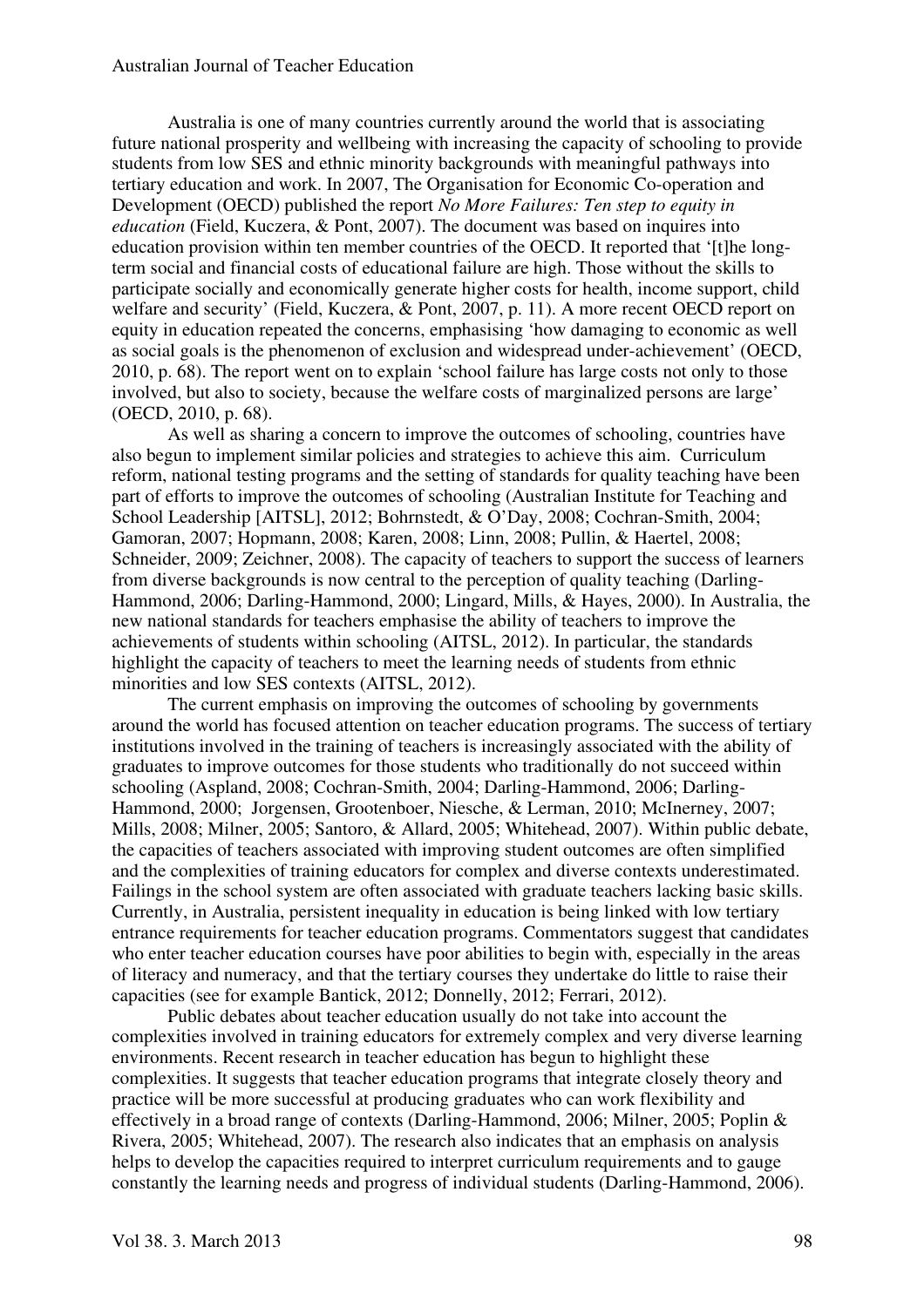Australia is one of many countries currently around the world that is associating future national prosperity and wellbeing with increasing the capacity of schooling to provide students from low SES and ethnic minority backgrounds with meaningful pathways into tertiary education and work. In 2007, The Organisation for Economic Co-operation and Development (OECD) published the report *No More Failures: Ten step to equity in education* (Field, Kuczera, & Pont, 2007). The document was based on inquires into education provision within ten member countries of the OECD. It reported that '[t]he long-term social and financial costs of educational failure are high. Those without the skills to participate socially and economically generate higher costs for health, income support, child welfare and security' (Field, Kuczera, & Pont, 2007, p. 11). A more recent OECD report on equity in education repeated the concerns, emphasising 'how damaging to economic as well as social goals is the phenomenon of exclusion and widespread under-achievement' (OECD, 2010, p. 68). The report went on to explain 'school failure has large costs not only to those involved, but also to society, because the welfare costs of marginalized persons are large' (OECD, 2010, p. 68).

As well as sharing a concern to improve the outcomes of schooling, countries have also begun to implement similar policies and strategies to achieve this aim. Curriculum reform, national testing programs and the setting of standards for quality teaching have been part of efforts to improve the outcomes of schooling (Australian Institute for Teaching and School Leadership [AITSL], 2012; Bohrnstedt, & O'Day, 2008; Cochran-Smith, 2004; Gamoran, 2007; Hopmann, 2008; Karen, 2008; Linn, 2008; Pullin, & Haertel, 2008; Schneider, 2009; Zeichner, 2008). The capacity of teachers to support the success of learners from diverse backgrounds is now central to the perception of quality teaching (Darling-Hammond, 2006; Darling-Hammond, 2000; Lingard, Mills, & Hayes, 2000). In Australia, the new national standards for teachers emphasise the ability of teachers to improve the achievements of students within schooling (AITSL, 2012). In particular, the standards highlight the capacity of teachers to meet the learning needs of students from ethnic minorities and low SES contexts (AITSL, 2012).

The current emphasis on improving the outcomes of schooling by governments around the world has focused attention on teacher education programs. The success of tertiary institutions involved in the training of teachers is increasingly associated with the ability of graduates to improve outcomes for those students who traditionally do not succeed within schooling (Aspland, 2008; Cochran-Smith, 2004; Darling-Hammond, 2006; Darling-Hammond, 2000; Jorgensen, Grootenboer, Niesche, & Lerman, 2010; McInerney, 2007; Mills, 2008; Milner, 2005; Santoro, & Allard, 2005; Whitehead, 2007). Within public debate, the capacities of teachers associated with improving student outcomes are often simplified and the complexities of training educators for complex and diverse contexts underestimated. Failings in the school system are often associated with graduate teachers lacking basic skills. Currently, in Australia, persistent inequality in education is being linked with low tertiary entrance requirements for teacher education programs. Commentators suggest that candidates who enter teacher education courses have poor abilities to begin with, especially in the areas of literacy and numeracy, and that the tertiary courses they undertake do little to raise their capacities (see for example Bantick, 2012; Donnelly, 2012; Ferrari, 2012).

Public debates about teacher education usually do not take into account the complexities involved in training educators for extremely complex and very diverse learning environments. Recent research in teacher education has begun to highlight these complexities. It suggests that teacher education programs that integrate closely theory and practice will be more successful at producing graduates who can work flexibility and effectively in a broad range of contexts (Darling-Hammond, 2006; Milner, 2005; Poplin & Rivera, 2005; Whitehead, 2007). The research also indicates that an emphasis on analysis helps to develop the capacities required to interpret curriculum requirements and to gauge constantly the learning needs and progress of individual students (Darling-Hammond, 2006).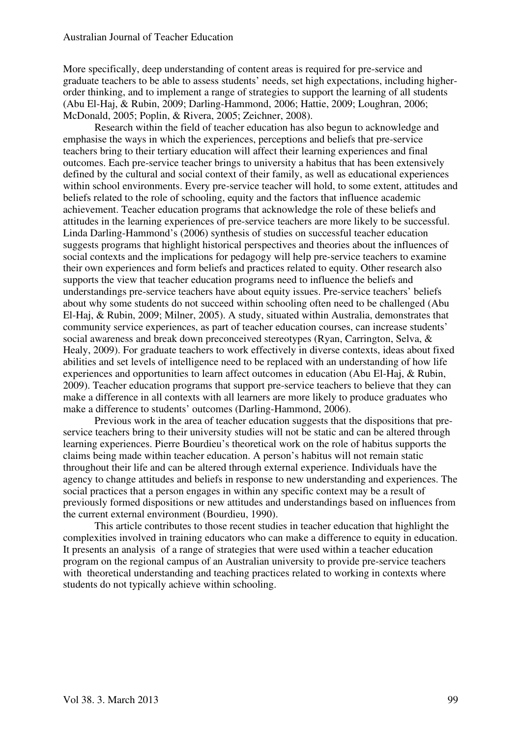More specifically, deep understanding of content areas is required for pre-service and graduate teachers to be able to assess students' needs, set high expectations, including higher-order thinking, and to implement a range of strategies to support the learning of all students (Abu El-Haj, & Rubin, 2009; Darling-Hammond, 2006; Hattie, 2009; Loughran, 2006; McDonald, 2005; Poplin, & Rivera, 2005; Zeichner, 2008).

Research within the field of teacher education has also begun to acknowledge and emphasise the ways in which the experiences, perceptions and beliefs that pre-service teachers bring to their tertiary education will affect their learning experiences and final outcomes. Each pre-service teacher brings to university a habitus that has been extensively defined by the cultural and social context of their family, as well as educational experiences within school environments. Every pre-service teacher will hold, to some extent, attitudes and beliefs related to the role of schooling, equity and the factors that influence academic achievement. Teacher education programs that acknowledge the role of these beliefs and attitudes in the learning experiences of pre-service teachers are more likely to be successful. Linda Darling-Hammond's (2006) synthesis of studies on successful teacher education suggests programs that highlight historical perspectives and theories about the influences of social contexts and the implications for pedagogy will help pre-service teachers to examine their own experiences and form beliefs and practices related to equity. Other research also supports the view that teacher education programs need to influence the beliefs and understandings pre-service teachers have about equity issues. Pre-service teachers' beliefs about why some students do not succeed within schooling often need to be challenged (Abu El-Haj, & Rubin, 2009; Milner, 2005). A study, situated within Australia, demonstrates that community service experiences, as part of teacher education courses, can increase students' social awareness and break down preconceived stereotypes (Ryan, Carrington, Selva, & Healy, 2009). For graduate teachers to work effectively in diverse contexts, ideas about fixed abilities and set levels of intelligence need to be replaced with an understanding of how life experiences and opportunities to learn affect outcomes in education (Abu El-Haj, & Rubin, 2009). Teacher education programs that support pre-service teachers to believe that they can make a difference in all contexts with all learners are more likely to produce graduates who make a difference to students' outcomes (Darling-Hammond, 2006).

Previous work in the area of teacher education suggests that the dispositions that pre-service teachers bring to their university studies will not be static and can be altered through learning experiences. Pierre Bourdieu's theoretical work on the role of habitus supports the claims being made within teacher education. A person's habitus will not remain static throughout their life and can be altered through external experience. Individuals have the agency to change attitudes and beliefs in response to new understanding and experiences. The social practices that a person engages in within any specific context may be a result of previously formed dispositions or new attitudes and understandings based on influences from the current external environment (Bourdieu, 1990).

This article contributes to those recent studies in teacher education that highlight the complexities involved in training educators who can make a difference to equity in education. It presents an analysis of a range of strategies that were used within a teacher education program on the regional campus of an Australian university to provide pre-service teachers with theoretical understanding and teaching practices related to working in contexts where students do not typically achieve within schooling.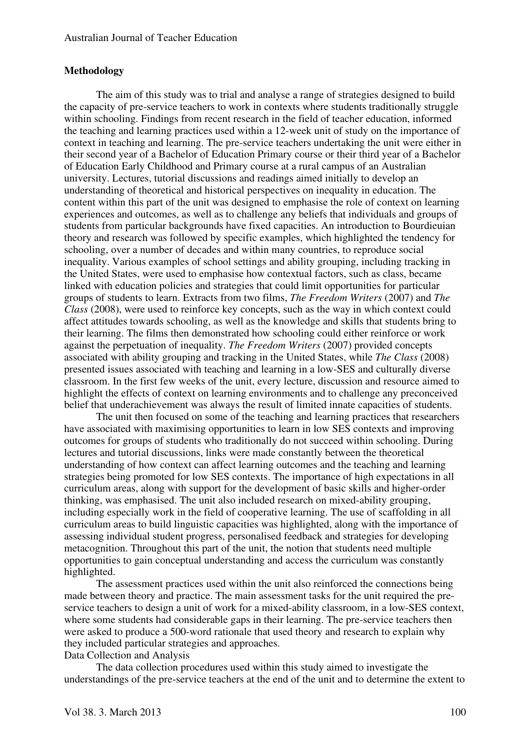## Methodology

The aim of this study was to trial and analyse a range of strategies designed to build the capacity of pre-service teachers to work in contexts where students traditionally struggle within schooling. Findings from recent research in the field of teacher education, informed the teaching and learning practices used within a 12-week unit of study on the importance of context in teaching and learning. The pre-service teachers undertaking the unit were either in their second year of a Bachelor of Education Primary course or their third year of a Bachelor of Education Early Childhood and Primary course at a rural campus of an Australian university. Lectures, tutorial discussions and readings aimed initially to develop an understanding of theoretical and historical perspectives on inequality in education. The content within this part of the unit was designed to emphasise the role of context on learning experiences and outcomes, as well as to challenge any beliefs that individuals and groups of students from particular backgrounds have fixed capacities. An introduction to Bourdieuian theory and research was followed by specific examples, which highlighted the tendency for schooling, over a number of decades and within many countries, to reproduce social inequality. Various examples of school settings and ability grouping, including tracking in the United States, were used to emphasise how contextual factors, such as class, became linked with education policies and strategies that could limit opportunities for particular groups of students to learn. Extracts from two films, *The Freedom Writers* (2007) and *The Class* (2008), were used to reinforce key concepts, such as the way in which context could affect attitudes towards schooling, as well as the knowledge and skills that students bring to their learning. The films then demonstrated how schooling could either reinforce or work against the perpetuation of inequality. *The Freedom Writers* (2007) provided concepts associated with ability grouping and tracking in the United States, while *The Class* (2008) presented issues associated with teaching and learning in a low-SES and culturally diverse classroom. In the first few weeks of the unit, every lecture, discussion and resource aimed to highlight the effects of context on learning environments and to challenge any preconceived belief that underachievement was always the result of limited innate capacities of students.

The unit then focused on some of the teaching and learning practices that researchers have associated with maximising opportunities to learn in low SES contexts and improving outcomes for groups of students who traditionally do not succeed within schooling. During lectures and tutorial discussions, links were made constantly between the theoretical understanding of how context can affect learning outcomes and the teaching and learning strategies being promoted for low SES contexts. The importance of high expectations in all curriculum areas, along with support for the development of basic skills and higher-order thinking, was emphasised. The unit also included research on mixed-ability grouping, including especially work in the field of cooperative learning. The use of scaffolding in all curriculum areas to build linguistic capacities was highlighted, along with the importance of assessing individual student progress, personalised feedback and strategies for developing metacognition. Throughout this part of the unit, the notion that students need multiple opportunities to gain conceptual understanding and access the curriculum was constantly highlighted.

The assessment practices used within the unit also reinforced the connections being made between theory and practice. The main assessment tasks for the unit required the pre-service teachers to design a unit of work for a mixed-ability classroom, in a low-SES context, where some students had considerable gaps in their learning. The pre-service teachers then were asked to produce a 500-word rationale that used theory and research to explain why they included particular strategies and approaches.

### Data Collection and Analysis

The data collection procedures used within this study aimed to investigate the understandings of the pre-service teachers at the end of the unit and to determine the extent to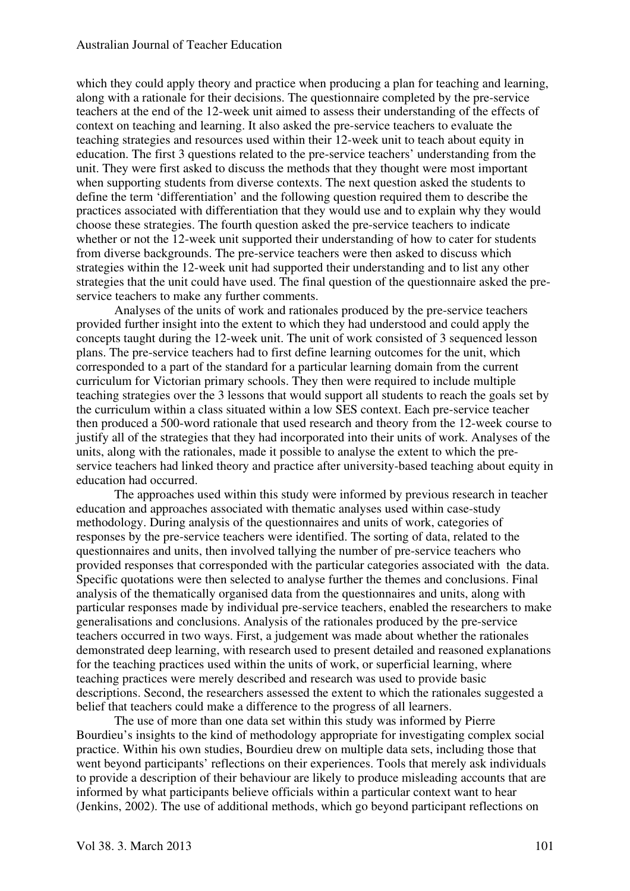which they could apply theory and practice when producing a plan for teaching and learning, along with a rationale for their decisions. The questionnaire completed by the pre-service teachers at the end of the 12-week unit aimed to assess their understanding of the effects of context on teaching and learning. It also asked the pre-service teachers to evaluate the teaching strategies and resources used within their 12-week unit to teach about equity in education. The first 3 questions related to the pre-service teachers' understanding from the unit. They were first asked to discuss the methods that they thought were most important when supporting students from diverse contexts. The next question asked the students to define the term 'differentiation' and the following question required them to describe the practices associated with differentiation that they would use and to explain why they would choose these strategies. The fourth question asked the pre-service teachers to indicate whether or not the 12-week unit supported their understanding of how to cater for students from diverse backgrounds. The pre-service teachers were then asked to discuss which strategies within the 12-week unit had supported their understanding and to list any other strategies that the unit could have used. The final question of the questionnaire asked the pre-service teachers to make any further comments.

Analyses of the units of work and rationales produced by the pre-service teachers provided further insight into the extent to which they had understood and could apply the concepts taught during the 12-week unit. The unit of work consisted of 3 sequenced lesson plans. The pre-service teachers had to first define learning outcomes for the unit, which corresponded to a part of the standard for a particular learning domain from the current curriculum for Victorian primary schools. They then were required to include multiple teaching strategies over the 3 lessons that would support all students to reach the goals set by the curriculum within a class situated within a low SES context. Each pre-service teacher then produced a 500-word rationale that used research and theory from the 12-week course to justify all of the strategies that they had incorporated into their units of work. Analyses of the units, along with the rationales, made it possible to analyse the extent to which the pre-service teachers had linked theory and practice after university-based teaching about equity in education had occurred.

The approaches used within this study were informed by previous research in teacher education and approaches associated with thematic analyses used within case-study methodology. During analysis of the questionnaires and units of work, categories of responses by the pre-service teachers were identified. The sorting of data, related to the questionnaires and units, then involved tallying the number of pre-service teachers who provided responses that corresponded with the particular categories associated with the data. Specific quotations were then selected to analyse further the themes and conclusions. Final analysis of the thematically organised data from the questionnaires and units, along with particular responses made by individual pre-service teachers, enabled the researchers to make generalisations and conclusions. Analysis of the rationales produced by the pre-service teachers occurred in two ways. First, a judgement was made about whether the rationales demonstrated deep learning, with research used to present detailed and reasoned explanations for the teaching practices used within the units of work, or superficial learning, where teaching practices were merely described and research was used to provide basic descriptions. Second, the researchers assessed the extent to which the rationales suggested a belief that teachers could make a difference to the progress of all learners.

The use of more than one data set within this study was informed by Pierre Bourdieu's insights to the kind of methodology appropriate for investigating complex social practice. Within his own studies, Bourdieu drew on multiple data sets, including those that went beyond participants' reflections on their experiences. Tools that merely ask individuals to provide a description of their behaviour are likely to produce misleading accounts that are informed by what participants believe officials within a particular context want to hear (Jenkins, 2002). The use of additional methods, which go beyond participant reflections on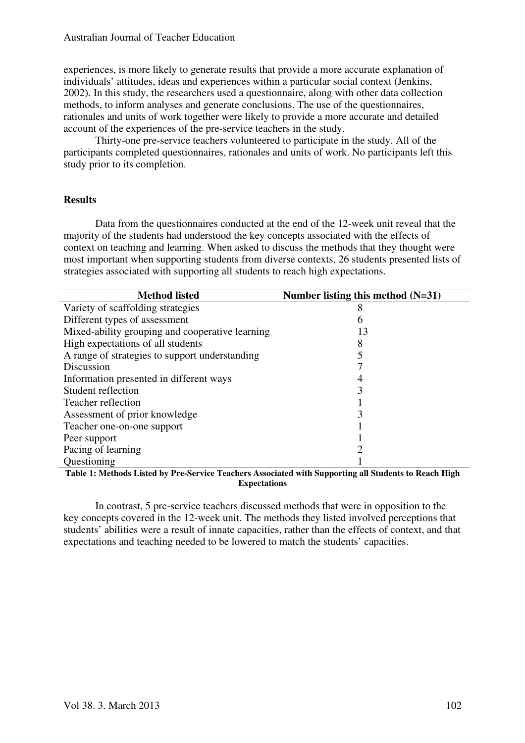experiences, is more likely to generate results that provide a more accurate explanation of individuals' attitudes, ideas and experiences within a particular social context (Jenkins, 2002). In this study, the researchers used a questionnaire, along with other data collection methods, to inform analyses and generate conclusions. The use of the questionnaires, rationales and units of work together were likely to provide a more accurate and detailed account of the experiences of the pre-service teachers in the study.

Thirty-one pre-service teachers volunteered to participate in the study. All of the participants completed questionnaires, rationales and units of work. No participants left this study prior to its completion.

## Results

Data from the questionnaires conducted at the end of the 12-week unit reveal that the majority of the students had understood the key concepts associated with the effects of context on teaching and learning. When asked to discuss the methods that they thought were most important when supporting students from diverse contexts, 26 students presented lists of strategies associated with supporting all students to reach high expectations.

| Method listed | Number listing this method (N=31) |
|---|---|
| Variety of scaffolding strategies | 8 |
| Different types of assessment | 6 |
| Mixed-ability grouping and cooperative learning | 13 |
| High expectations of all students | 8 |
| A range of strategies to support understanding | 5 |
| Discussion | 7 |
| Information presented in different ways | 4 |
| Student reflection | 3 |
| Teacher reflection | 1 |
| Assessment of prior knowledge | 3 |
| Teacher one-on-one support | 1 |
| Peer support | 1 |
| Pacing of learning | 2 |
| Questioning | 1 |

**Table 1: Methods Listed by Pre-Service Teachers Associated with Supporting all Students to Reach High Expectations**

In contrast, 5 pre-service teachers discussed methods that were in opposition to the key concepts covered in the 12-week unit. The methods they listed involved perceptions that students' abilities were a result of innate capacities, rather than the effects of context, and that expectations and teaching needed to be lowered to match the students' capacities.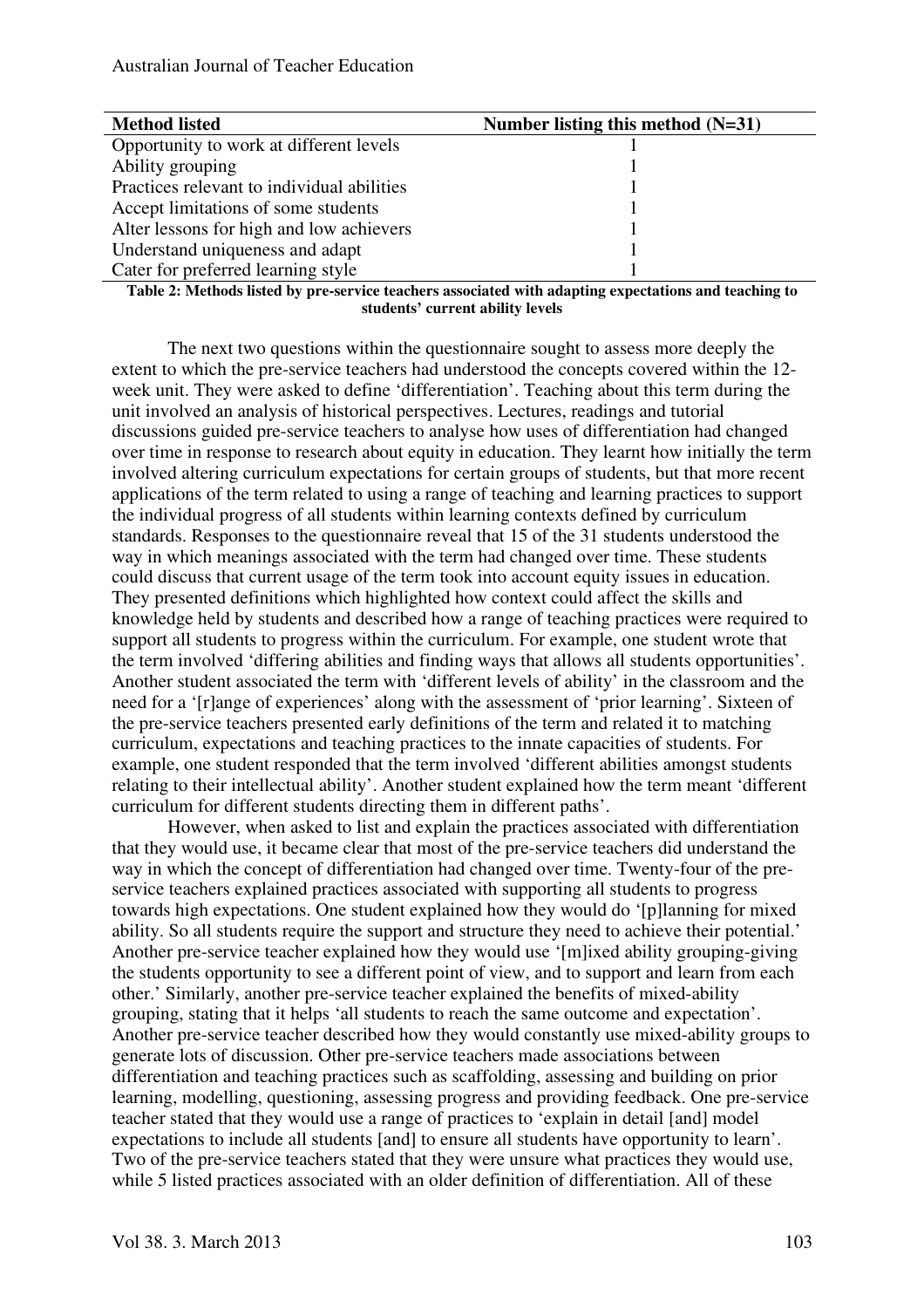| Method listed | Number listing this method (N=31) |
| --- | --- |
| Opportunity to work at different levels | 1 |
| Ability grouping | 1 |
| Practices relevant to individual abilities | 1 |
| Accept limitations of some students | 1 |
| Alter lessons for high and low achievers | 1 |
| Understand uniqueness and adapt | 1 |
| Cater for preferred learning style | 1 |

**Table 2: Methods listed by pre-service teachers associated with adapting expectations and teaching to students' current ability levels**

The next two questions within the questionnaire sought to assess more deeply the extent to which the pre-service teachers had understood the concepts covered within the 12-week unit. They were asked to define 'differentiation'. Teaching about this term during the unit involved an analysis of historical perspectives. Lectures, readings and tutorial discussions guided pre-service teachers to analyse how uses of differentiation had changed over time in response to research about equity in education. They learnt how initially the term involved altering curriculum expectations for certain groups of students, but that more recent applications of the term related to using a range of teaching and learning practices to support the individual progress of all students within learning contexts defined by curriculum standards. Responses to the questionnaire reveal that 15 of the 31 students understood the way in which meanings associated with the term had changed over time. These students could discuss that current usage of the term took into account equity issues in education. They presented definitions which highlighted how context could affect the skills and knowledge held by students and described how a range of teaching practices were required to support all students to progress within the curriculum. For example, one student wrote that the term involved 'differing abilities and finding ways that allows all students opportunities'. Another student associated the term with 'different levels of ability' in the classroom and the need for a '[r]ange of experiences' along with the assessment of 'prior learning'. Sixteen of the pre-service teachers presented early definitions of the term and related it to matching curriculum, expectations and teaching practices to the innate capacities of students. For example, one student responded that the term involved 'different abilities amongst students relating to their intellectual ability'. Another student explained how the term meant 'different curriculum for different students directing them in different paths'.

However, when asked to list and explain the practices associated with differentiation that they would use, it became clear that most of the pre-service teachers did understand the way in which the concept of differentiation had changed over time. Twenty-four of the pre-service teachers explained practices associated with supporting all students to progress towards high expectations. One student explained how they would do '[p]lanning for mixed ability. So all students require the support and structure they need to achieve their potential.' Another pre-service teacher explained how they would use '[m]ixed ability grouping-giving the students opportunity to see a different point of view, and to support and learn from each other.' Similarly, another pre-service teacher explained the benefits of mixed-ability grouping, stating that it helps 'all students to reach the same outcome and expectation'. Another pre-service teacher described how they would constantly use mixed-ability groups to generate lots of discussion. Other pre-service teachers made associations between differentiation and teaching practices such as scaffolding, assessing and building on prior learning, modelling, questioning, assessing progress and providing feedback. One pre-service teacher stated that they would use a range of practices to 'explain in detail [and] model expectations to include all students [and] to ensure all students have opportunity to learn'. Two of the pre-service teachers stated that they were unsure what practices they would use, while 5 listed practices associated with an older definition of differentiation. All of these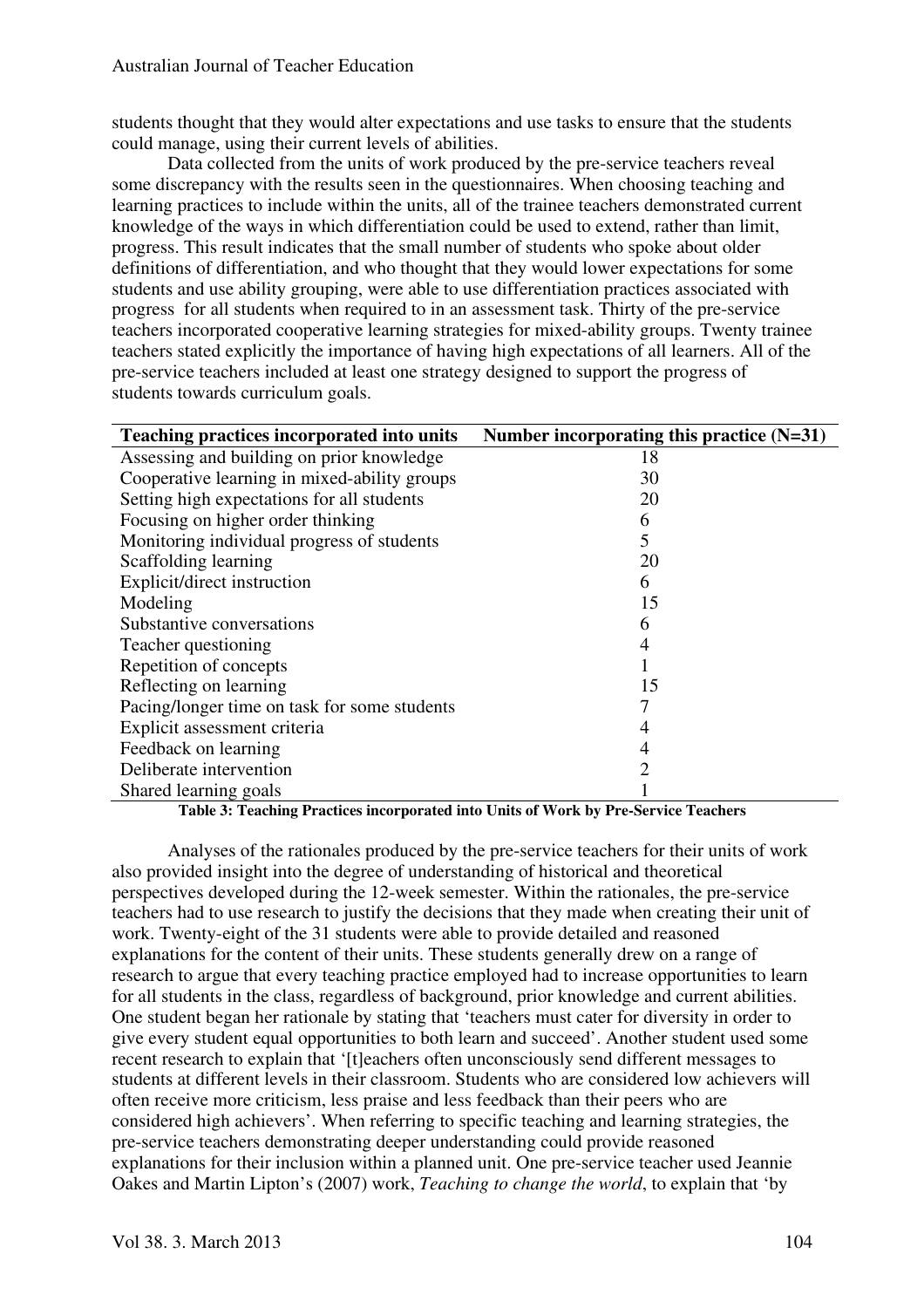students thought that they would alter expectations and use tasks to ensure that the students could manage, using their current levels of abilities.

Data collected from the units of work produced by the pre-service teachers reveal some discrepancy with the results seen in the questionnaires. When choosing teaching and learning practices to include within the units, all of the trainee teachers demonstrated current knowledge of the ways in which differentiation could be used to extend, rather than limit, progress. This result indicates that the small number of students who spoke about older definitions of differentiation, and who thought that they would lower expectations for some students and use ability grouping, were able to use differentiation practices associated with progress for all students when required to in an assessment task. Thirty of the pre-service teachers incorporated cooperative learning strategies for mixed-ability groups. Twenty trainee teachers stated explicitly the importance of having high expectations of all learners. All of the pre-service teachers included at least one strategy designed to support the progress of students towards curriculum goals.

| Teaching practices incorporated into units | Number incorporating this practice (N=31) |
|---|---|
| Assessing and building on prior knowledge | 18 |
| Cooperative learning in mixed-ability groups | 30 |
| Setting high expectations for all students | 20 |
| Focusing on higher order thinking | 6 |
| Monitoring individual progress of students | 5 |
| Scaffolding learning | 20 |
| Explicit/direct instruction | 6 |
| Modeling | 15 |
| Substantive conversations | 6 |
| Teacher questioning | 4 |
| Repetition of concepts | 1 |
| Reflecting on learning | 15 |
| Pacing/longer time on task for some students | 7 |
| Explicit assessment criteria | 4 |
| Feedback on learning | 4 |
| Deliberate intervention | 2 |
| Shared learning goals | 1 |

**Table 3: Teaching Practices incorporated into Units of Work by Pre-Service Teachers**

Analyses of the rationales produced by the pre-service teachers for their units of work also provided insight into the degree of understanding of historical and theoretical perspectives developed during the 12-week semester. Within the rationales, the pre-service teachers had to use research to justify the decisions that they made when creating their unit of work. Twenty-eight of the 31 students were able to provide detailed and reasoned explanations for the content of their units. These students generally drew on a range of research to argue that every teaching practice employed had to increase opportunities to learn for all students in the class, regardless of background, prior knowledge and current abilities. One student began her rationale by stating that 'teachers must cater for diversity in order to give every student equal opportunities to both learn and succeed'. Another student used some recent research to explain that '[t]eachers often unconsciously send different messages to students at different levels in their classroom. Students who are considered low achievers will often receive more criticism, less praise and less feedback than their peers who are considered high achievers'. When referring to specific teaching and learning strategies, the pre-service teachers demonstrating deeper understanding could provide reasoned explanations for their inclusion within a planned unit. One pre-service teacher used Jeannie Oakes and Martin Lipton's (2007) work, *Teaching to change the world*, to explain that 'by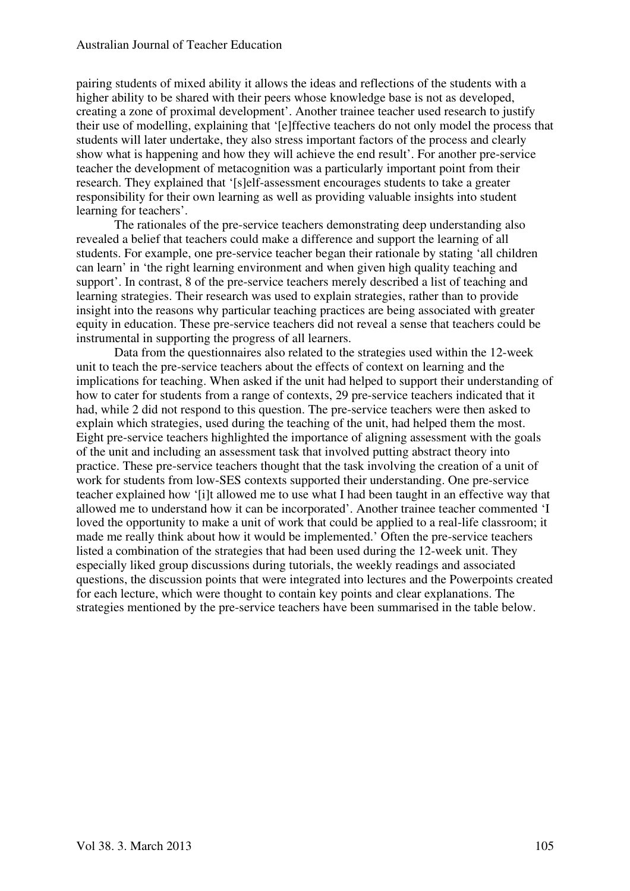pairing students of mixed ability it allows the ideas and reflections of the students with a higher ability to be shared with their peers whose knowledge base is not as developed, creating a zone of proximal development'. Another trainee teacher used research to justify their use of modelling, explaining that '[e]ffective teachers do not only model the process that students will later undertake, they also stress important factors of the process and clearly show what is happening and how they will achieve the end result'. For another pre-service teacher the development of metacognition was a particularly important point from their research. They explained that '[s]elf-assessment encourages students to take a greater responsibility for their own learning as well as providing valuable insights into student learning for teachers'.

The rationales of the pre-service teachers demonstrating deep understanding also revealed a belief that teachers could make a difference and support the learning of all students. For example, one pre-service teacher began their rationale by stating 'all children can learn' in 'the right learning environment and when given high quality teaching and support'. In contrast, 8 of the pre-service teachers merely described a list of teaching and learning strategies. Their research was used to explain strategies, rather than to provide insight into the reasons why particular teaching practices are being associated with greater equity in education. These pre-service teachers did not reveal a sense that teachers could be instrumental in supporting the progress of all learners.

Data from the questionnaires also related to the strategies used within the 12-week unit to teach the pre-service teachers about the effects of context on learning and the implications for teaching. When asked if the unit had helped to support their understanding of how to cater for students from a range of contexts, 29 pre-service teachers indicated that it had, while 2 did not respond to this question. The pre-service teachers were then asked to explain which strategies, used during the teaching of the unit, had helped them the most. Eight pre-service teachers highlighted the importance of aligning assessment with the goals of the unit and including an assessment task that involved putting abstract theory into practice. These pre-service teachers thought that the task involving the creation of a unit of work for students from low-SES contexts supported their understanding. One pre-service teacher explained how '[i]t allowed me to use what I had been taught in an effective way that allowed me to understand how it can be incorporated'. Another trainee teacher commented 'I loved the opportunity to make a unit of work that could be applied to a real-life classroom; it made me really think about how it would be implemented.' Often the pre-service teachers listed a combination of the strategies that had been used during the 12-week unit. They especially liked group discussions during tutorials, the weekly readings and associated questions, the discussion points that were integrated into lectures and the Powerpoints created for each lecture, which were thought to contain key points and clear explanations. The strategies mentioned by the pre-service teachers have been summarised in the table below.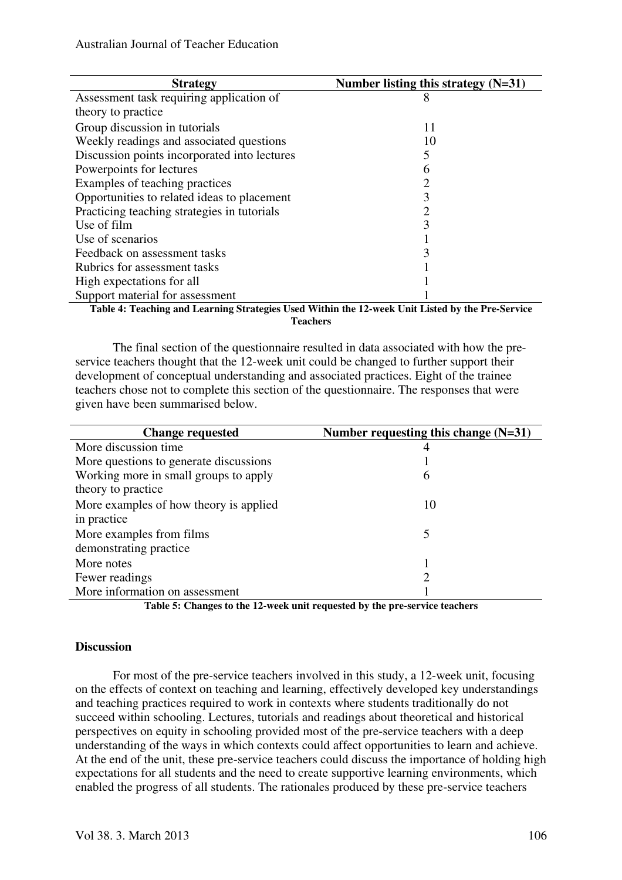| Strategy | Number listing this strategy (N=31) |
|---|---|
| Assessment task requiring application of theory to practice | 8 |
| Group discussion in tutorials | 11 |
| Weekly readings and associated questions | 10 |
| Discussion points incorporated into lectures | 5 |
| Powerpoints for lectures | 6 |
| Examples of teaching practices | 2 |
| Opportunities to related ideas to placement | 3 |
| Practicing teaching strategies in tutorials | 2 |
| Use of film | 3 |
| Use of scenarios | 1 |
| Feedback on assessment tasks | 3 |
| Rubrics for assessment tasks | 1 |
| High expectations for all | 1 |
| Support material for assessment | 1 |

**Table 4: Teaching and Learning Strategies Used Within the 12-week Unit Listed by the Pre-Service Teachers**

The final section of the questionnaire resulted in data associated with how the pre-service teachers thought that the 12-week unit could be changed to further support their development of conceptual understanding and associated practices. Eight of the trainee teachers chose not to complete this section of the questionnaire. The responses that were given have been summarised below.

| Change requested | Number requesting this change (N=31) |
|---|---|
| More discussion time | 4 |
| More questions to generate discussions | 1 |
| Working more in small groups to apply theory to practice | 6 |
| More examples of how theory is applied in practice | 10 |
| More examples from films demonstrating practice | 5 |
| More notes | 1 |
| Fewer readings | 2 |
| More information on assessment | 1 |

**Table 5: Changes to the 12-week unit requested by the pre-service teachers**

## Discussion

For most of the pre-service teachers involved in this study, a 12-week unit, focusing on the effects of context on teaching and learning, effectively developed key understandings and teaching practices required to work in contexts where students traditionally do not succeed within schooling. Lectures, tutorials and readings about theoretical and historical perspectives on equity in schooling provided most of the pre-service teachers with a deep understanding of the ways in which contexts could affect opportunities to learn and achieve. At the end of the unit, these pre-service teachers could discuss the importance of holding high expectations for all students and the need to create supportive learning environments, which enabled the progress of all students. The rationales produced by these pre-service teachers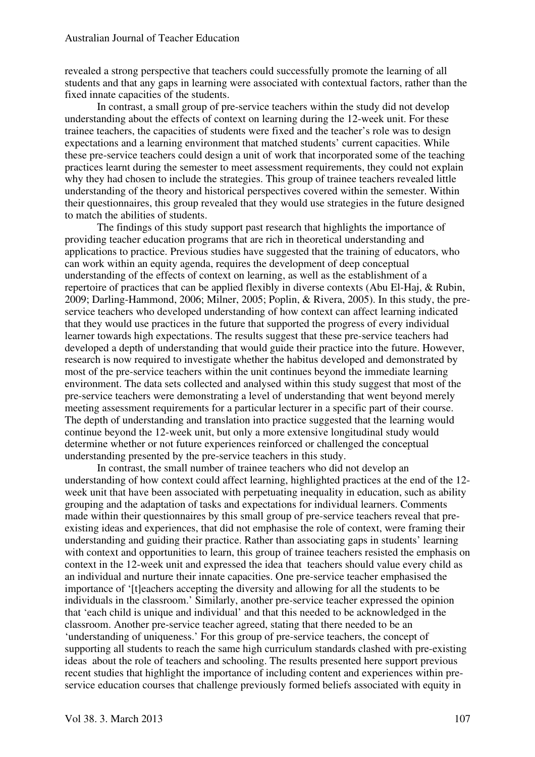revealed a strong perspective that teachers could successfully promote the learning of all students and that any gaps in learning were associated with contextual factors, rather than the fixed innate capacities of the students.

In contrast, a small group of pre-service teachers within the study did not develop understanding about the effects of context on learning during the 12-week unit. For these trainee teachers, the capacities of students were fixed and the teacher's role was to design expectations and a learning environment that matched students' current capacities. While these pre-service teachers could design a unit of work that incorporated some of the teaching practices learnt during the semester to meet assessment requirements, they could not explain why they had chosen to include the strategies. This group of trainee teachers revealed little understanding of the theory and historical perspectives covered within the semester. Within their questionnaires, this group revealed that they would use strategies in the future designed to match the abilities of students.

The findings of this study support past research that highlights the importance of providing teacher education programs that are rich in theoretical understanding and applications to practice. Previous studies have suggested that the training of educators, who can work within an equity agenda, requires the development of deep conceptual understanding of the effects of context on learning, as well as the establishment of a repertoire of practices that can be applied flexibly in diverse contexts (Abu El-Haj, & Rubin, 2009; Darling-Hammond, 2006; Milner, 2005; Poplin, & Rivera, 2005). In this study, the pre-service teachers who developed understanding of how context can affect learning indicated that they would use practices in the future that supported the progress of every individual learner towards high expectations. The results suggest that these pre-service teachers had developed a depth of understanding that would guide their practice into the future. However, research is now required to investigate whether the habitus developed and demonstrated by most of the pre-service teachers within the unit continues beyond the immediate learning environment. The data sets collected and analysed within this study suggest that most of the pre-service teachers were demonstrating a level of understanding that went beyond merely meeting assessment requirements for a particular lecturer in a specific part of their course. The depth of understanding and translation into practice suggested that the learning would continue beyond the 12-week unit, but only a more extensive longitudinal study would determine whether or not future experiences reinforced or challenged the conceptual understanding presented by the pre-service teachers in this study.

In contrast, the small number of trainee teachers who did not develop an understanding of how context could affect learning, highlighted practices at the end of the 12-week unit that have been associated with perpetuating inequality in education, such as ability grouping and the adaptation of tasks and expectations for individual learners. Comments made within their questionnaires by this small group of pre-service teachers reveal that pre-existing ideas and experiences, that did not emphasise the role of context, were framing their understanding and guiding their practice. Rather than associating gaps in students' learning with context and opportunities to learn, this group of trainee teachers resisted the emphasis on context in the 12-week unit and expressed the idea that teachers should value every child as an individual and nurture their innate capacities. One pre-service teacher emphasised the importance of '[t]eachers accepting the diversity and allowing for all the students to be individuals in the classroom.' Similarly, another pre-service teacher expressed the opinion that 'each child is unique and individual' and that this needed to be acknowledged in the classroom. Another pre-service teacher agreed, stating that there needed to be an 'understanding of uniqueness.' For this group of pre-service teachers, the concept of supporting all students to reach the same high curriculum standards clashed with pre-existing ideas about the role of teachers and schooling. The results presented here support previous recent studies that highlight the importance of including content and experiences within pre-service education courses that challenge previously formed beliefs associated with equity in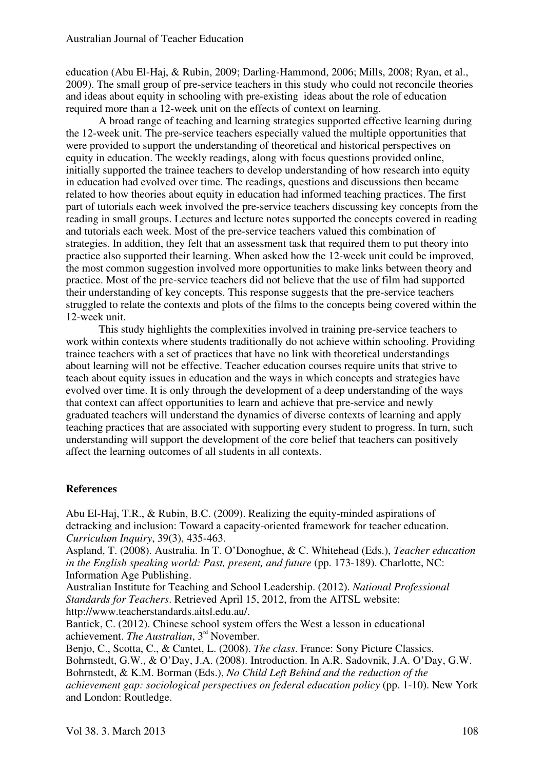education (Abu El-Haj, & Rubin, 2009; Darling-Hammond, 2006; Mills, 2008; Ryan, et al., 2009). The small group of pre-service teachers in this study who could not reconcile theories and ideas about equity in schooling with pre-existing ideas about the role of education required more than a 12-week unit on the effects of context on learning.

A broad range of teaching and learning strategies supported effective learning during the 12-week unit. The pre-service teachers especially valued the multiple opportunities that were provided to support the understanding of theoretical and historical perspectives on equity in education. The weekly readings, along with focus questions provided online, initially supported the trainee teachers to develop understanding of how research into equity in education had evolved over time. The readings, questions and discussions then became related to how theories about equity in education had informed teaching practices. The first part of tutorials each week involved the pre-service teachers discussing key concepts from the reading in small groups. Lectures and lecture notes supported the concepts covered in reading and tutorials each week. Most of the pre-service teachers valued this combination of strategies. In addition, they felt that an assessment task that required them to put theory into practice also supported their learning. When asked how the 12-week unit could be improved, the most common suggestion involved more opportunities to make links between theory and practice. Most of the pre-service teachers did not believe that the use of film had supported their understanding of key concepts. This response suggests that the pre-service teachers struggled to relate the contexts and plots of the films to the concepts being covered within the 12-week unit.

This study highlights the complexities involved in training pre-service teachers to work within contexts where students traditionally do not achieve within schooling. Providing trainee teachers with a set of practices that have no link with theoretical understandings about learning will not be effective. Teacher education courses require units that strive to teach about equity issues in education and the ways in which concepts and strategies have evolved over time. It is only through the development of a deep understanding of the ways that context can affect opportunities to learn and achieve that pre-service and newly graduated teachers will understand the dynamics of diverse contexts of learning and apply teaching practices that are associated with supporting every student to progress. In turn, such understanding will support the development of the core belief that teachers can positively affect the learning outcomes of all students in all contexts.

## References

Abu El-Haj, T.R., & Rubin, B.C. (2009). Realizing the equity-minded aspirations of detracking and inclusion: Toward a capacity-oriented framework for teacher education. *Curriculum Inquiry*, 39(3), 435-463.

Aspland, T. (2008). Australia. In T. O'Donoghue, & C. Whitehead (Eds.), *Teacher education in the English speaking world: Past, present, and future* (pp. 173-189). Charlotte, NC: Information Age Publishing.

Australian Institute for Teaching and School Leadership. (2012). *National Professional Standards for Teachers*. Retrieved April 15, 2012, from the AITSL website: http://www.teacherstandards.aitsl.edu.au/.

Bantick, C. (2012). Chinese school system offers the West a lesson in educational achievement. *The Australian*, 3rd November.

Benjo, C., Scotta, C., & Cantet, L. (2008). *The class*. France: Sony Picture Classics.

Bohrnstedt, G.W., & O'Day, J.A. (2008). Introduction. In A.R. Sadovnik, J.A. O'Day, G.W. Bohrnstedt, & K.M. Borman (Eds.), *No Child Left Behind and the reduction of the achievement gap: sociological perspectives on federal education policy* (pp. 1-10). New York and London: Routledge.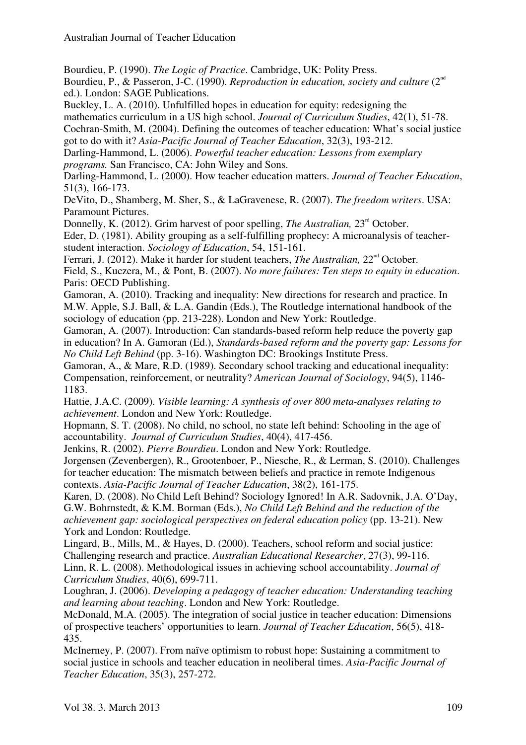Bourdieu, P. (1990). *The Logic of Practice*. Cambridge, UK: Polity Press.

Bourdieu, P., & Passeron, J-C. (1990). *Reproduction in education, society and culture* (2nd ed.). London: SAGE Publications.

Buckley, L. A. (2010). Unfulfilled hopes in education for equity: redesigning the mathematics curriculum in a US high school. *Journal of Curriculum Studies*, 42(1), 51-78.

Cochran-Smith, M. (2004). Defining the outcomes of teacher education: What's social justice got to do with it? *Asia-Pacific Journal of Teacher Education*, 32(3), 193-212.

Darling-Hammond, L. (2006). *Powerful teacher education: Lessons from exemplary programs.* San Francisco, CA: John Wiley and Sons.

Darling-Hammond, L. (2000). How teacher education matters. *Journal of Teacher Education*, 51(3), 166-173.

DeVito, D., Shamberg, M. Sher, S., & LaGravenese, R. (2007). *The freedom writers*. USA: Paramount Pictures.

Donnelly, K. (2012). Grim harvest of poor spelling, *The Australian,* 23rd October.

Eder, D. (1981). Ability grouping as a self-fulfilling prophecy: A microanalysis of teacher-student interaction. *Sociology of Education*, 54, 151-161.

Ferrari, J. (2012). Make it harder for student teachers, *The Australian,* 22nd October.

Field, S., Kuczera, M., & Pont, B. (2007). *No more failures: Ten steps to equity in education*. Paris: OECD Publishing.

Gamoran, A. (2010). Tracking and inequality: New directions for research and practice. In M.W. Apple, S.J. Ball, & L.A. Gandin (Eds.), The Routledge international handbook of the sociology of education (pp. 213-228). London and New York: Routledge.

Gamoran, A. (2007). Introduction: Can standards-based reform help reduce the poverty gap in education? In A. Gamoran (Ed.), *Standards-based reform and the poverty gap: Lessons for No Child Left Behind* (pp. 3-16). Washington DC: Brookings Institute Press.

Gamoran, A., & Mare, R.D. (1989). Secondary school tracking and educational inequality: Compensation, reinforcement, or neutrality? *American Journal of Sociology*, 94(5), 1146-1183.

Hattie, J.A.C. (2009). *Visible learning: A synthesis of over 800 meta-analyses relating to achievement*. London and New York: Routledge.

Hopmann, S. T. (2008). No child, no school, no state left behind: Schooling in the age of accountability. *Journal of Curriculum Studies*, 40(4), 417-456.

Jenkins, R. (2002). *Pierre Bourdieu*. London and New York: Routledge.

Jorgensen (Zevenbergen), R., Grootenboer, P., Niesche, R., & Lerman, S. (2010). Challenges for teacher education: The mismatch between beliefs and practice in remote Indigenous contexts. *Asia-Pacific Journal of Teacher Education*, 38(2), 161-175.

Karen, D. (2008). No Child Left Behind? Sociology Ignored! In A.R. Sadovnik, J.A. O'Day, G.W. Bohrnstedt, & K.M. Borman (Eds.), *No Child Left Behind and the reduction of the achievement gap: sociological perspectives on federal education policy* (pp. 13-21). New York and London: Routledge.

Lingard, B., Mills, M., & Hayes, D. (2000). Teachers, school reform and social justice: Challenging research and practice. *Australian Educational Researcher*, 27(3), 99-116.

Linn, R. L. (2008). Methodological issues in achieving school accountability. *Journal of Curriculum Studies*, 40(6), 699-711.

Loughran, J. (2006). *Developing a pedagogy of teacher education: Understanding teaching and learning about teaching*. London and New York: Routledge.

McDonald, M.A. (2005). The integration of social justice in teacher education: Dimensions of prospective teachers' opportunities to learn. *Journal of Teacher Education*, 56(5), 418-435.

McInerney, P. (2007). From naïve optimism to robust hope: Sustaining a commitment to social justice in schools and teacher education in neoliberal times. *Asia-Pacific Journal of Teacher Education*, 35(3), 257-272.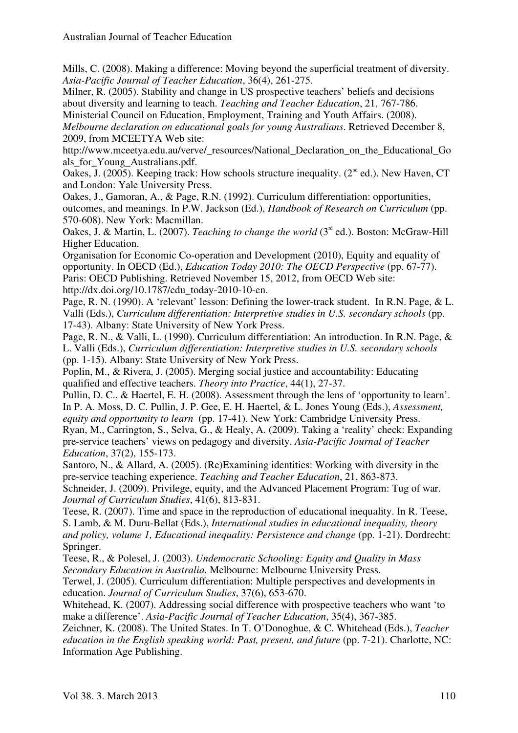Mills, C. (2008). Making a difference: Moving beyond the superficial treatment of diversity. *Asia-Pacific Journal of Teacher Education*, 36(4), 261-275.

Milner, R. (2005). Stability and change in US prospective teachers' beliefs and decisions about diversity and learning to teach. *Teaching and Teacher Education*, 21, 767-786.

Ministerial Council on Education, Employment, Training and Youth Affairs. (2008). *Melbourne declaration on educational goals for young Australians*. Retrieved December 8, 2009, from MCEETYA Web site: http://www.mceetya.edu.au/verve/_resources/National_Declaration_on_the_Educational_Goals_for_Young_Australians.pdf.

Oakes, J. (2005). Keeping track: How schools structure inequality. (2nd ed.). New Haven, CT and London: Yale University Press.

Oakes, J., Gamoran, A., & Page, R.N. (1992). Curriculum differentiation: opportunities, outcomes, and meanings. In P.W. Jackson (Ed.), *Handbook of Research on Curriculum* (pp. 570-608). New York: Macmillan.

Oakes, J. & Martin, L. (2007). *Teaching to change the world* (3rd ed.). Boston: McGraw-Hill Higher Education.

Organisation for Economic Co-operation and Development (2010), Equity and equality of opportunity. In OECD (Ed.), *Education Today 2010: The OECD Perspective* (pp. 67-77). Paris: OECD Publishing. Retrieved November 15, 2012, from OECD Web site: http://dx.doi.org/10.1787/edu_today-2010-10-en.

Page, R. N. (1990). A 'relevant' lesson: Defining the lower-track student. In R.N. Page, & L. Valli (Eds.), *Curriculum differentiation: Interpretive studies in U.S. secondary schools* (pp. 17-43). Albany: State University of New York Press.

Page, R. N., & Valli, L. (1990). Curriculum differentiation: An introduction. In R.N. Page, & L. Valli (Eds.), *Curriculum differentiation: Interpretive studies in U.S. secondary schools* (pp. 1-15). Albany: State University of New York Press.

Poplin, M., & Rivera, J. (2005). Merging social justice and accountability: Educating qualified and effective teachers. *Theory into Practice*, 44(1), 27-37.

Pullin, D. C., & Haertel, E. H. (2008). Assessment through the lens of 'opportunity to learn'. In P. A. Moss, D. C. Pullin, J. P. Gee, E. H. Haertel, & L. Jones Young (Eds.), *Assessment, equity and opportunity to learn* (pp. 17-41). New York: Cambridge University Press.

Ryan, M., Carrington, S., Selva, G., & Healy, A. (2009). Taking a 'reality' check: Expanding pre-service teachers' views on pedagogy and diversity. *Asia-Pacific Journal of Teacher Education*, 37(2), 155-173.

Santoro, N., & Allard, A. (2005). (Re)Examining identities: Working with diversity in the pre-service teaching experience. *Teaching and Teacher Education*, 21, 863-873.

Schneider, J. (2009). Privilege, equity, and the Advanced Placement Program: Tug of war. *Journal of Curriculum Studies*, 41(6), 813-831.

Teese, R. (2007). Time and space in the reproduction of educational inequality. In R. Teese, S. Lamb, & M. Duru-Bellat (Eds.), *International studies in educational inequality, theory and policy, volume 1, Educational inequality: Persistence and change* (pp. 1-21). Dordrecht: Springer.

Teese, R., & Polesel, J. (2003). *Undemocratic Schooling: Equity and Quality in Mass Secondary Education in Australia.* Melbourne: Melbourne University Press.

Terwel, J. (2005). Curriculum differentiation: Multiple perspectives and developments in education. *Journal of Curriculum Studies*, 37(6), 653-670.

Whitehead, K. (2007). Addressing social difference with prospective teachers who want 'to make a difference'. *Asia-Pacific Journal of Teacher Education*, 35(4), 367-385.

Zeichner, K. (2008). The United States. In T. O'Donoghue, & C. Whitehead (Eds.), *Teacher education in the English speaking world: Past, present, and future* (pp. 7-21). Charlotte, NC: Information Age Publishing.